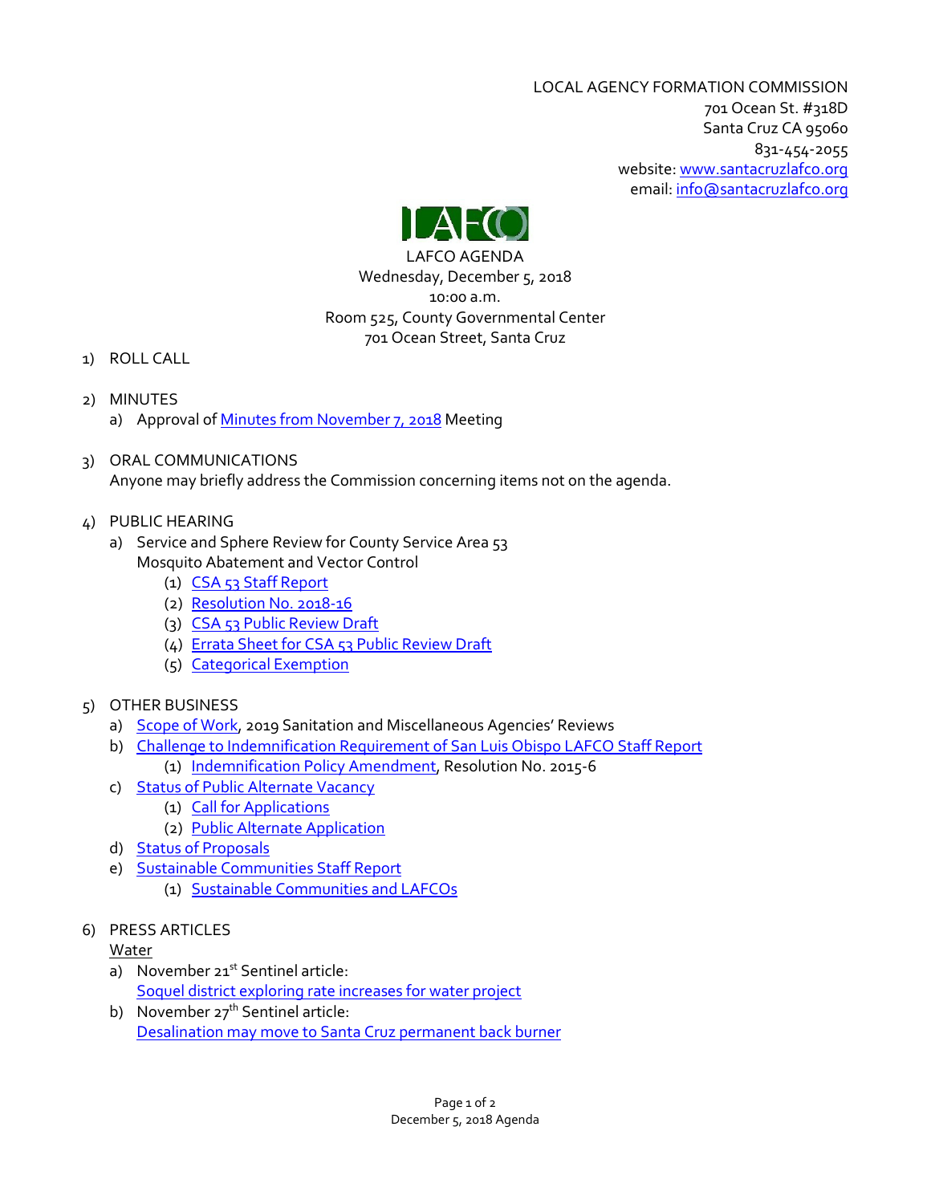LOCAL AGENCY FORMATION COMMISSION
701 Ocean St. #318D
Santa Cruz CA 95060
831-454-2055
website: www.santacruzlafco.org
email: info@santacruzlafco.org

LAFCO AGENDA
Wednesday, December 5, 2018
10:00 a.m.
Room 525, County Governmental Center
701 Ocean Street, Santa Cruz

1) ROLL CALL

2) MINUTES
   a) Approval of Minutes from November 7, 2018 Meeting

3) ORAL COMMUNICATIONS
   Anyone may briefly address the Commission concerning items not on the agenda.

4) PUBLIC HEARING
   a) Service and Sphere Review for County Service Area 53 Mosquito Abatement and Vector Control
      (1) CSA 53 Staff Report
      (2) Resolution No. 2018-16
      (3) CSA 53 Public Review Draft
      (4) Errata Sheet for CSA 53 Public Review Draft
      (5) Categorical Exemption

5) OTHER BUSINESS
   a) Scope of Work, 2019 Sanitation and Miscellaneous Agencies' Reviews
   b) Challenge to Indemnification Requirement of San Luis Obispo LAFCO Staff Report
      (1) Indemnification Policy Amendment, Resolution No. 2015-6
   c) Status of Public Alternate Vacancy
      (1) Call for Applications
      (2) Public Alternate Application
   d) Status of Proposals
   e) Sustainable Communities Staff Report
      (1) Sustainable Communities and LAFCOs

6) PRESS ARTICLES
   Water
   a) November 21st Sentinel article:
      Soquel district exploring rate increases for water project
   b) November 27th Sentinel article:
      Desalination may move to Santa Cruz permanent back burner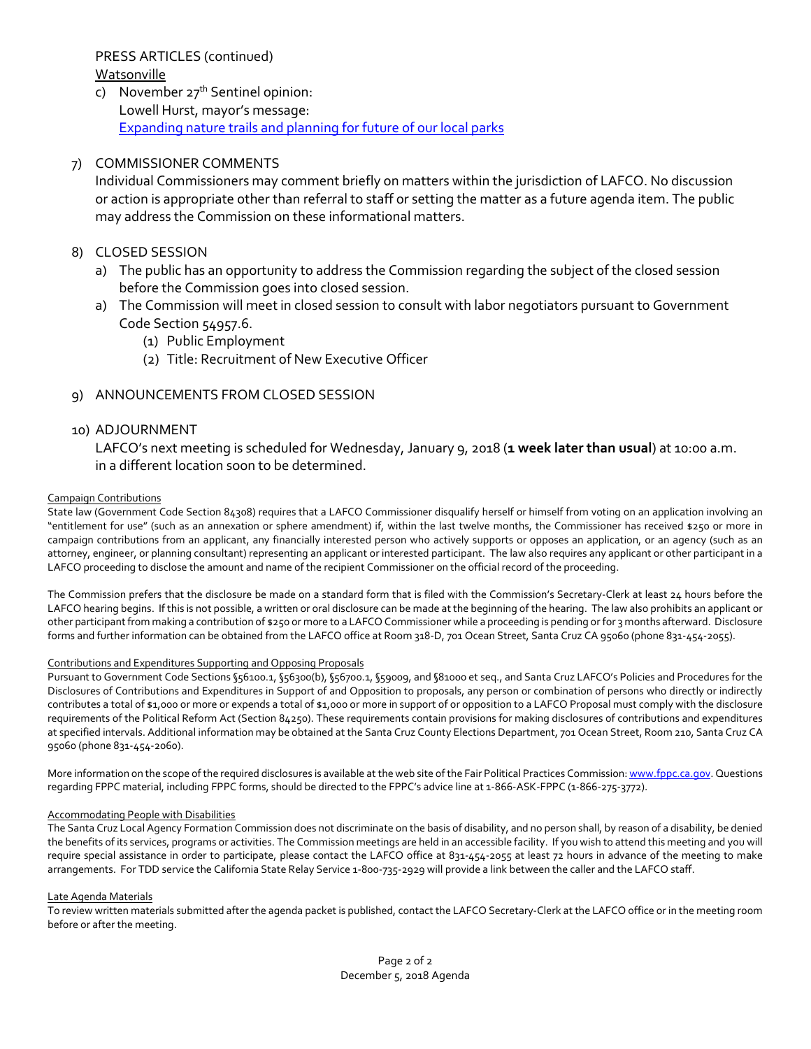PRESS ARTICLES (continued)

Watsonville

c) November 27th Sentinel opinion:
   Lowell Hurst, mayor's message:
   [Expanding nature trails and planning for future of our local parks]

7) COMMISSIONER COMMENTS

Individual Commissioners may comment briefly on matters within the jurisdiction of LAFCO. No discussion or action is appropriate other than referral to staff or setting the matter as a future agenda item. The public may address the Commission on these informational matters.

8) CLOSED SESSION

a) The public has an opportunity to address the Commission regarding the subject of the closed session before the Commission goes into closed session.

a) The Commission will meet in closed session to consult with labor negotiators pursuant to Government Code Section 54957.6.
   (1) Public Employment
   (2) Title: Recruitment of New Executive Officer

9) ANNOUNCEMENTS FROM CLOSED SESSION

10) ADJOURNMENT

LAFCO's next meeting is scheduled for Wednesday, January 9, 2018 (**1 week later than usual**) at 10:00 a.m. in a different location soon to be determined.

Campaign Contributions

State law (Government Code Section 84308) requires that a LAFCO Commissioner disqualify herself or himself from voting on an application involving an "entitlement for use" (such as an annexation or sphere amendment) if, within the last twelve months, the Commissioner has received $250 or more in campaign contributions from an applicant, any financially interested person who actively supports or opposes an application, or an agency (such as an attorney, engineer, or planning consultant) representing an applicant or interested participant. The law also requires any applicant or other participant in a LAFCO proceeding to disclose the amount and name of the recipient Commissioner on the official record of the proceeding.

The Commission prefers that the disclosure be made on a standard form that is filed with the Commission's Secretary-Clerk at least 24 hours before the LAFCO hearing begins. If this is not possible, a written or oral disclosure can be made at the beginning of the hearing. The law also prohibits an applicant or other participant from making a contribution of $250 or more to a LAFCO Commissioner while a proceeding is pending or for 3 months afterward. Disclosure forms and further information can be obtained from the LAFCO office at Room 318-D, 701 Ocean Street, Santa Cruz CA 95060 (phone 831-454-2055).

Contributions and Expenditures Supporting and Opposing Proposals

Pursuant to Government Code Sections §56100.1, §56300(b), §56700.1, §59009, and §81000 et seq., and Santa Cruz LAFCO's Policies and Procedures for the Disclosures of Contributions and Expenditures in Support of and Opposition to proposals, any person or combination of persons who directly or indirectly contributes a total of $1,000 or more or expends a total of $1,000 or more in support of or opposition to a LAFCO Proposal must comply with the disclosure requirements of the Political Reform Act (Section 84250). These requirements contain provisions for making disclosures of contributions and expenditures at specified intervals. Additional information may be obtained at the Santa Cruz County Elections Department, 701 Ocean Street, Room 210, Santa Cruz CA 95060 (phone 831-454-2060).

More information on the scope of the required disclosures is available at the web site of the Fair Political Practices Commission: www.fppc.ca.gov. Questions regarding FPPC material, including FPPC forms, should be directed to the FPPC's advice line at 1-866-ASK-FPPC (1-866-275-3772).

Accommodating People with Disabilities

The Santa Cruz Local Agency Formation Commission does not discriminate on the basis of disability, and no person shall, by reason of a disability, be denied the benefits of its services, programs or activities. The Commission meetings are held in an accessible facility. If you wish to attend this meeting and you will require special assistance in order to participate, please contact the LAFCO office at 831-454-2055 at least 72 hours in advance of the meeting to make arrangements. For TDD service the California State Relay Service 1-800-735-2929 will provide a link between the caller and the LAFCO staff.

Late Agenda Materials

To review written materials submitted after the agenda packet is published, contact the LAFCO Secretary-Clerk at the LAFCO office or in the meeting room before or after the meeting.

December 5, 2018 Agenda